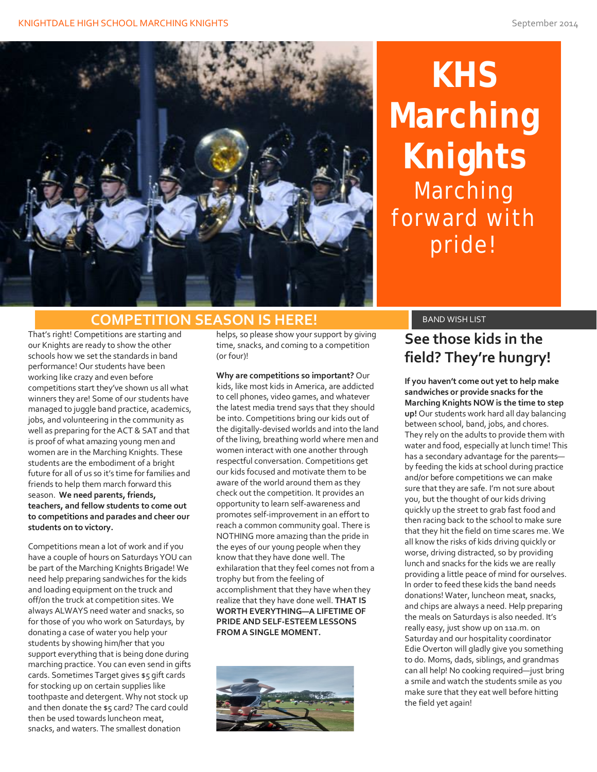# KHS Marching Knights

Marching forward with pride!

## COMPETITION SEASON IS HERE!

That's right! Competitions are starting and our Knights are ready to show the other schools how we set the standards in band performance! Our students have been working like crazy and even before competitions start they've shown us all what winners they are! Some of our students have managed to juggle band practice, academics, jobs, and volunteering in the community as well as preparing for the ACT & SAT and that is proof of what amazing young men and women are in the Marching Knights. These students are the embodiment of a bright future for all of us so it's time for families and friends to help them march forward this season. **We need parents, friends, teachers, and fellow students to come out to competitions and parades and cheer our students on to victory.**

Competitions mean a lot of work and if you have a couple of hours on Saturdays YOU can be part of the Marching Knights Brigade! We need help preparing sandwiches for the kids and loading equipment on the truck and off/on the truck at competition sites. We always ALWAYS need water and snacks, so for those of you who work on Saturdays, by donating a case of water you help your students by showing him/her that you support everything that is being done during marching practice. You can even send in gifts cards. Sometimes Target gives $5 gift cards for stocking up on certain supplies like toothpaste and detergent. Why not stock up and then donate the $5 card? The card could then be used towards luncheon meat, snacks, and waters. The smallest donation helps, so please show your support by giving time, snacks, and coming to a competition (or four)!

**Why are competitions so important?** Our kids, like most kids in America, are addicted to cell phones, video games, and whatever the latest media trend says that they should be into. Competitions bring our kids out of the digitally-devised worlds and into the land of the living, breathing world where men and women interact with one another through respectful conversation. Competitions get our kids focused and motivate them to be aware of the world around them as they check out the competition. It provides an opportunity to learn self-awareness and promotes self-improvement in an effort to reach a common community goal. There is NOTHING more amazing than the pride in the eyes of our young people when they know that they have done well. The exhilaration that they feel comes not from a trophy but from the feeling of accomplishment that they have when they realize that they have done well. **THAT IS WORTH EVERYTHING—A LIFETIME OF PRIDE AND SELF-ESTEEM LESSONS FROM A SINGLE MOMENT.**

BAND WISH LIST

## See those kids in the field? They're hungry!

**If you haven't come out yet to help make sandwiches or provide snacks for the Marching Knights NOW is the time to step up!** Our students work hard all day balancing between school, band, jobs, and chores. They rely on the adults to provide them with water and food, especially at lunch time! This has a secondary advantage for the parents—by feeding the kids at school during practice and/or before competitions we can make sure that they are safe. I'm not sure about you, but the thought of our kids driving quickly up the street to grab fast food and then racing back to the school to make sure that they hit the field on time scares me. We all know the risks of kids driving quickly or worse, driving distracted, so by providing lunch and snacks for the kids we are really providing a little peace of mind for ourselves. In order to feed these kids the band needs donations! Water, luncheon meat, snacks, and chips are always a need. Help preparing the meals on Saturdays is also needed. It's really easy, just show up on 11a.m. on Saturday and our hospitality coordinator Edie Overton will gladly give you something to do. Moms, dads, siblings, and grandmas can all help! No cooking required—just bring a smile and watch the students smile as you make sure that they eat well before hitting the field yet again!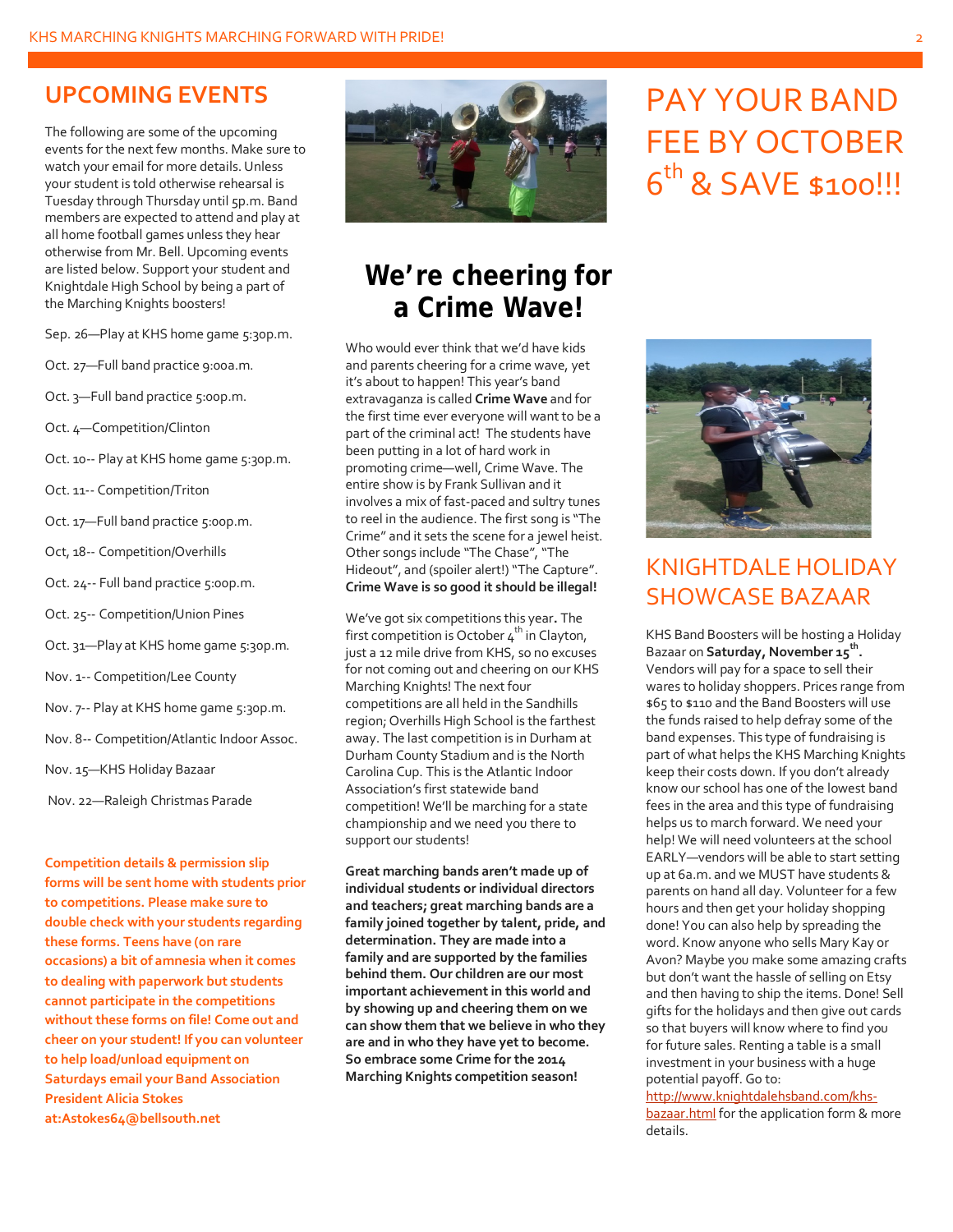## UPCOMING EVENTS

The following are some of the upcoming events for the next few months. Make sure to watch your email for more details. Unless your student is told otherwise rehearsal is Tuesday through Thursday until 5p.m. Band members are expected to attend and play at all home football games unless they hear otherwise from Mr. Bell. Upcoming events are listed below. Support your student and Knightdale High School by being a part of the Marching Knights boosters!

Sep. 26—Play at KHS home game 5:30p.m.

Oct. 27—Full band practice 9:00a.m.

Oct. 3—Full band practice 5:00p.m.

Oct. 4—Competition/Clinton

Oct. 10-- Play at KHS home game 5:30p.m.

Oct. 11-- Competition/Triton

Oct. 17—Full band practice 5:00p.m.

Oct, 18-- Competition/Overhills

Oct. 24-- Full band practice 5:00p.m.

Oct. 25-- Competition/Union Pines

Oct. 31—Play at KHS home game 5:30p.m.

Nov. 1-- Competition/Lee County

Nov. 7-- Play at KHS home game 5:30p.m.

Nov. 8-- Competition/Atlantic Indoor Assoc.

Nov. 15—KHS Holiday Bazaar

Nov. 22—Raleigh Christmas Parade

**Competition details & permission slip forms will be sent home with students prior to competitions. Please make sure to double check with your students regarding these forms. Teens have (on rare occasions) a bit of amnesia when it comes to dealing with paperwork but students cannot participate in the competitions without these forms on file! Come out and cheer on your student! If you can volunteer to help load/unload equipment on Saturdays email your Band Association President Alicia Stokes at:Astokes64@bellsouth.net**

## We're cheering for a Crime Wave!

Who would ever think that we'd have kids and parents cheering for a crime wave, yet it's about to happen! This year's band extravaganza is called **Crime Wave** and for the first time ever everyone will want to be a part of the criminal act! The students have been putting in a lot of hard work in promoting crime—well, Crime Wave. The entire show is by Frank Sullivan and it involves a mix of fast-paced and sultry tunes to reel in the audience. The first song is "The Crime" and it sets the scene for a jewel heist. Other songs include "The Chase", "The Hideout", and (spoiler alert!) "The Capture". **Crime Wave is so good it should be illegal!**

We've got six competitions this year**.** The first competition is October 4th in Clayton, just a 12 mile drive from KHS, so no excuses for not coming out and cheering on our KHS Marching Knights! The next four competitions are all held in the Sandhills region; Overhills High School is the farthest away. The last competition is in Durham at Durham County Stadium and is the North Carolina Cup. This is the Atlantic Indoor Association's first statewide band competition! We'll be marching for a state championship and we need you there to support our students!

**Great marching bands aren't made up of individual students or individual directors and teachers; great marching bands are a family joined together by talent, pride, and determination. They are made into a family and are supported by the families behind them. Our children are our most important achievement in this world and by showing up and cheering them on we can show them that we believe in who they are and in who they have yet to become. So embrace some Crime for the 2014 Marching Knights competition season!**

# PAY YOUR BAND FEE BY OCTOBER 6th & SAVE $100!!!

## KNIGHTDALE HOLIDAY SHOWCASE BAZAAR

KHS Band Boosters will be hosting a Holiday Bazaar on **Saturday, November 15th.** Vendors will pay for a space to sell their wares to holiday shoppers. Prices range from $65 to $110 and the Band Boosters will use the funds raised to help defray some of the band expenses. This type of fundraising is part of what helps the KHS Marching Knights keep their costs down. If you don't already know our school has one of the lowest band fees in the area and this type of fundraising helps us to march forward. We need your help! We will need volunteers at the school EARLY—vendors will be able to start setting up at 6a.m. and we MUST have students & parents on hand all day. Volunteer for a few hours and then get your holiday shopping done! You can also help by spreading the word. Know anyone who sells Mary Kay or Avon? Maybe you make some amazing crafts but don't want the hassle of selling on Etsy and then having to ship the items. Done! Sell gifts for the holidays and then give out cards so that buyers will know where to find you for future sales. Renting a table is a small investment in your business with a huge potential payoff. Go to: http://www.knightdalehsband.com/khs-bazaar.html for the application form & more details.